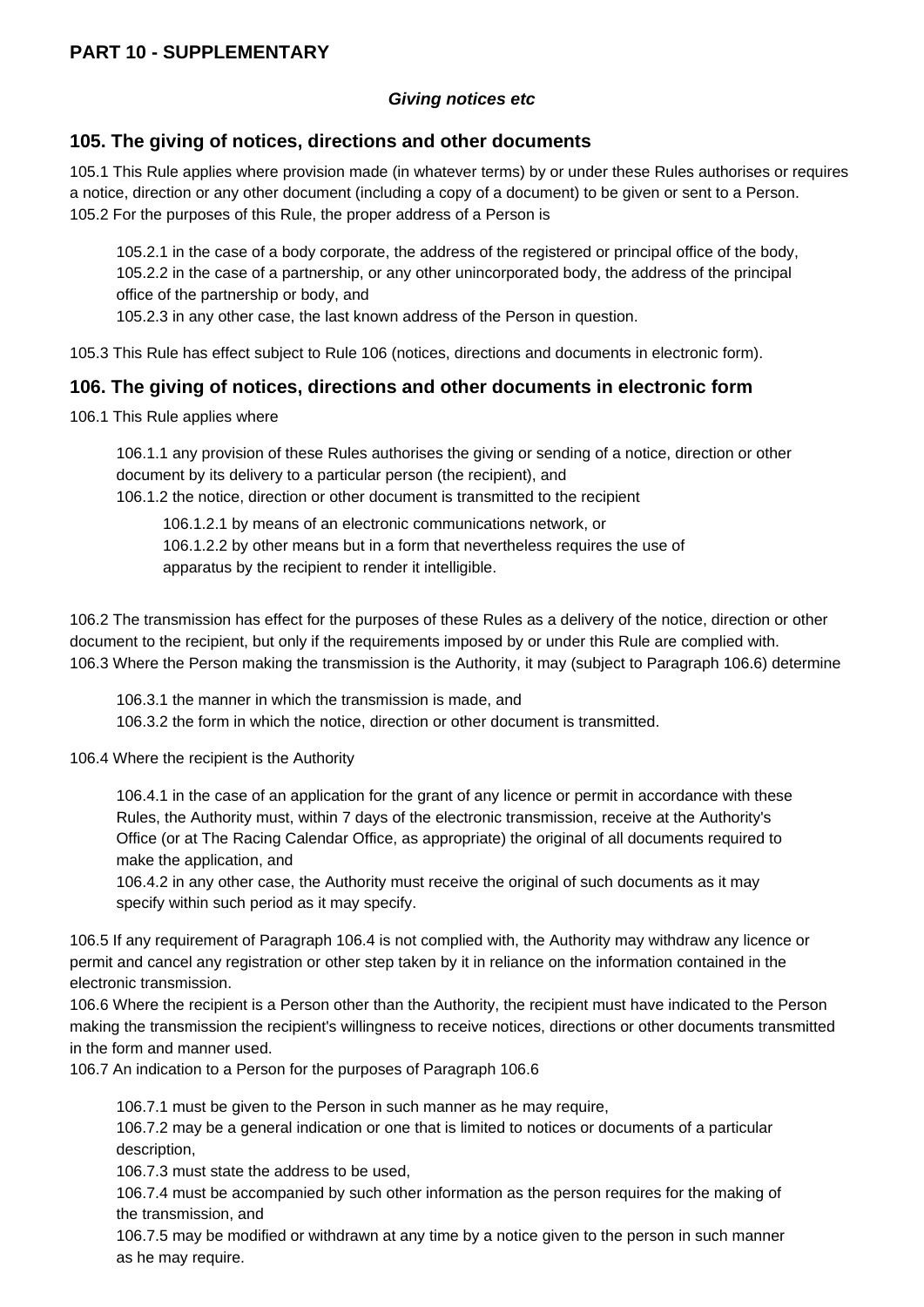## PART 10 - SUPPLEMENTARY

### *Giving notices etc*

### 105. The giving of notices, directions and other documents

105.1 This Rule applies where provision made (in whatever terms) by or under these Rules authorises or requires a notice, direction or any other document (including a copy of a document) to be given or sent to a Person.
105.2 For the purposes of this Rule, the proper address of a Person is

> 105.2.1 in the case of a body corporate, the address of the registered or principal office of the body,
> 105.2.2 in the case of a partnership, or any other unincorporated body, the address of the principal office of the partnership or body, and
> 105.2.3 in any other case, the last known address of the Person in question.

105.3 This Rule has effect subject to Rule 106 (notices, directions and documents in electronic form).

### 106. The giving of notices, directions and other documents in electronic form

106.1 This Rule applies where

> 106.1.1 any provision of these Rules authorises the giving or sending of a notice, direction or other document by its delivery to a particular person (the recipient), and
> 106.1.2 the notice, direction or other document is transmitted to the recipient
>
> > 106.1.2.1 by means of an electronic communications network, or
> > 106.1.2.2 by other means but in a form that nevertheless requires the use of apparatus by the recipient to render it intelligible.

106.2 The transmission has effect for the purposes of these Rules as a delivery of the notice, direction or other document to the recipient, but only if the requirements imposed by or under this Rule are complied with.
106.3 Where the Person making the transmission is the Authority, it may (subject to Paragraph 106.6) determine

> 106.3.1 the manner in which the transmission is made, and
> 106.3.2 the form in which the notice, direction or other document is transmitted.

106.4 Where the recipient is the Authority

> 106.4.1 in the case of an application for the grant of any licence or permit in accordance with these Rules, the Authority must, within 7 days of the electronic transmission, receive at the Authority's Office (or at The Racing Calendar Office, as appropriate) the original of all documents required to make the application, and
> 106.4.2 in any other case, the Authority must receive the original of such documents as it may specify within such period as it may specify.

106.5 If any requirement of Paragraph 106.4 is not complied with, the Authority may withdraw any licence or permit and cancel any registration or other step taken by it in reliance on the information contained in the electronic transmission.
106.6 Where the recipient is a Person other than the Authority, the recipient must have indicated to the Person making the transmission the recipient's willingness to receive notices, directions or other documents transmitted in the form and manner used.
106.7 An indication to a Person for the purposes of Paragraph 106.6

> 106.7.1 must be given to the Person in such manner as he may require,
> 106.7.2 may be a general indication or one that is limited to notices or documents of a particular description,
> 106.7.3 must state the address to be used,
> 106.7.4 must be accompanied by such other information as the person requires for the making of the transmission, and
> 106.7.5 may be modified or withdrawn at any time by a notice given to the person in such manner as he may require.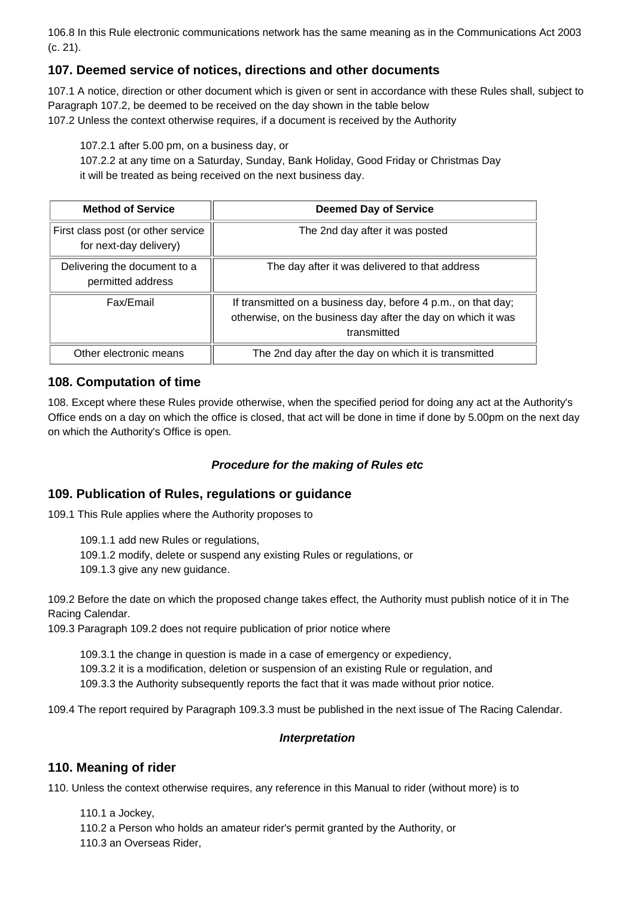106.8 In this Rule electronic communications network has the same meaning as in the Communications Act 2003 (c. 21).

## 107. Deemed service of notices, directions and other documents

107.1 A notice, direction or other document which is given or sent in accordance with these Rules shall, subject to Paragraph 107.2, be deemed to be received on the day shown in the table below
107.2 Unless the context otherwise requires, if a document is received by the Authority

107.2.1 after 5.00 pm, on a business day, or
107.2.2 at any time on a Saturday, Sunday, Bank Holiday, Good Friday or Christmas Day
it will be treated as being received on the next business day.

| Method of Service | Deemed Day of Service |
|---|---|
| First class post (or other service for next-day delivery) | The 2nd day after it was posted |
| Delivering the document to a permitted address | The day after it was delivered to that address |
| Fax/Email | If transmitted on a business day, before 4 p.m., on that day; otherwise, on the business day after the day on which it was transmitted |
| Other electronic means | The 2nd day after the day on which it is transmitted |

## 108. Computation of time

108. Except where these Rules provide otherwise, when the specified period for doing any act at the Authority's Office ends on a day on which the office is closed, that act will be done in time if done by 5.00pm on the next day on which the Authority's Office is open.

***Procedure for the making of Rules etc***

## 109. Publication of Rules, regulations or guidance

109.1 This Rule applies where the Authority proposes to

109.1.1 add new Rules or regulations,
109.1.2 modify, delete or suspend any existing Rules or regulations, or
109.1.3 give any new guidance.

109.2 Before the date on which the proposed change takes effect, the Authority must publish notice of it in The Racing Calendar.
109.3 Paragraph 109.2 does not require publication of prior notice where

109.3.1 the change in question is made in a case of emergency or expediency,
109.3.2 it is a modification, deletion or suspension of an existing Rule or regulation, and
109.3.3 the Authority subsequently reports the fact that it was made without prior notice.

109.4 The report required by Paragraph 109.3.3 must be published in the next issue of The Racing Calendar.

***Interpretation***

## 110. Meaning of rider

110. Unless the context otherwise requires, any reference in this Manual to rider (without more) is to

110.1 a Jockey,
110.2 a Person who holds an amateur rider's permit granted by the Authority, or
110.3 an Overseas Rider,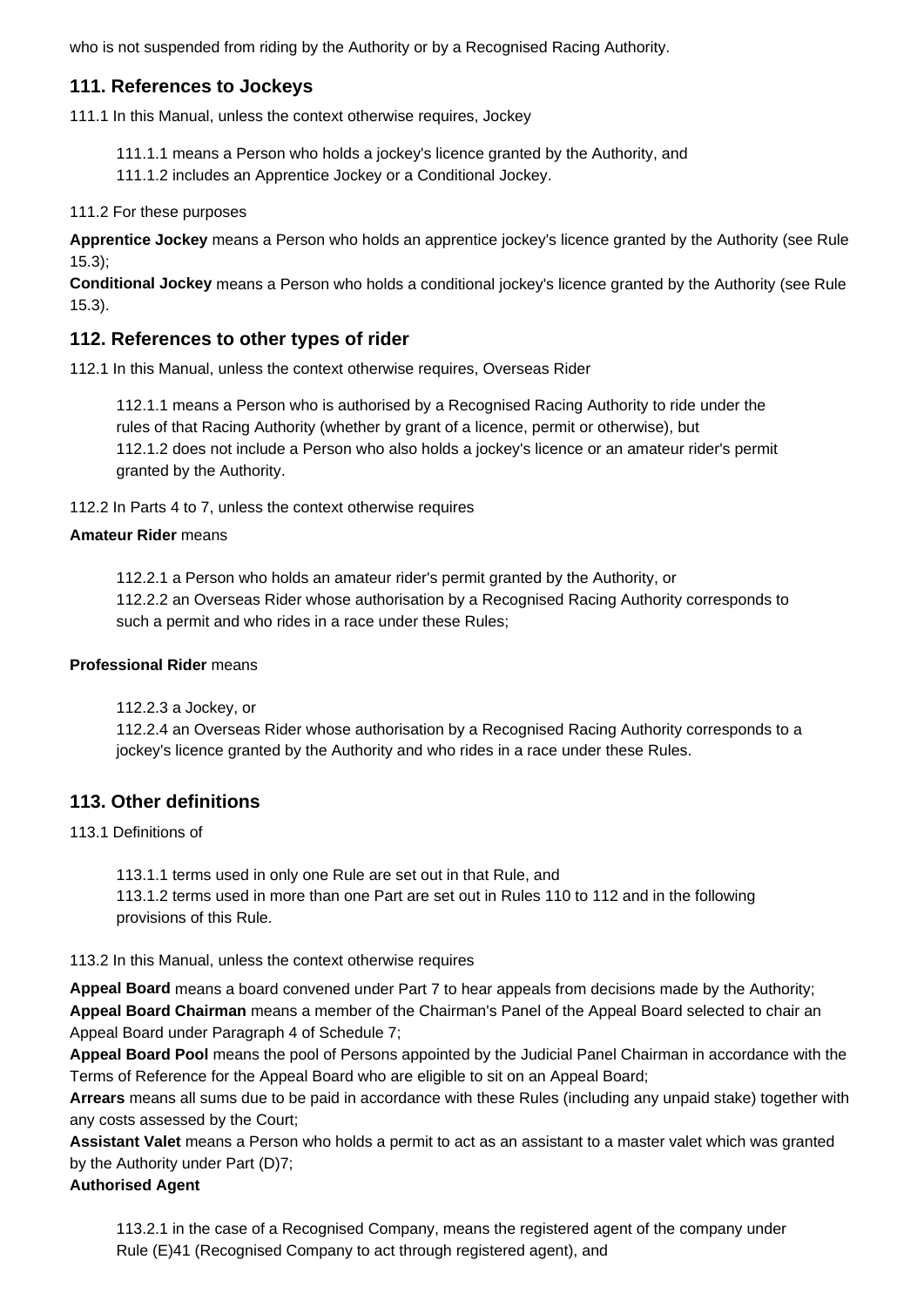who is not suspended from riding by the Authority or by a Recognised Racing Authority.

## 111. References to Jockeys

111.1 In this Manual, unless the context otherwise requires, Jockey

> 111.1.1 means a Person who holds a jockey's licence granted by the Authority, and
> 111.1.2 includes an Apprentice Jockey or a Conditional Jockey.

111.2 For these purposes

**Apprentice Jockey** means a Person who holds an apprentice jockey's licence granted by the Authority (see Rule 15.3);
**Conditional Jockey** means a Person who holds a conditional jockey's licence granted by the Authority (see Rule 15.3).

## 112. References to other types of rider

112.1 In this Manual, unless the context otherwise requires, Overseas Rider

> 112.1.1 means a Person who is authorised by a Recognised Racing Authority to ride under the rules of that Racing Authority (whether by grant of a licence, permit or otherwise), but
> 112.1.2 does not include a Person who also holds a jockey's licence or an amateur rider's permit granted by the Authority.

112.2 In Parts 4 to 7, unless the context otherwise requires

**Amateur Rider** means

> 112.2.1 a Person who holds an amateur rider's permit granted by the Authority, or
> 112.2.2 an Overseas Rider whose authorisation by a Recognised Racing Authority corresponds to such a permit and who rides in a race under these Rules;

**Professional Rider** means

> 112.2.3 a Jockey, or
> 112.2.4 an Overseas Rider whose authorisation by a Recognised Racing Authority corresponds to a jockey's licence granted by the Authority and who rides in a race under these Rules.

## 113. Other definitions

113.1 Definitions of

> 113.1.1 terms used in only one Rule are set out in that Rule, and
> 113.1.2 terms used in more than one Part are set out in Rules 110 to 112 and in the following provisions of this Rule.

113.2 In this Manual, unless the context otherwise requires

**Appeal Board** means a board convened under Part 7 to hear appeals from decisions made by the Authority;
**Appeal Board Chairman** means a member of the Chairman's Panel of the Appeal Board selected to chair an Appeal Board under Paragraph 4 of Schedule 7;
**Appeal Board Pool** means the pool of Persons appointed by the Judicial Panel Chairman in accordance with the Terms of Reference for the Appeal Board who are eligible to sit on an Appeal Board;
**Arrears** means all sums due to be paid in accordance with these Rules (including any unpaid stake) together with any costs assessed by the Court;
**Assistant Valet** means a Person who holds a permit to act as an assistant to a master valet which was granted by the Authority under Part (D)7;
**Authorised Agent**

> 113.2.1 in the case of a Recognised Company, means the registered agent of the company under Rule (E)41 (Recognised Company to act through registered agent), and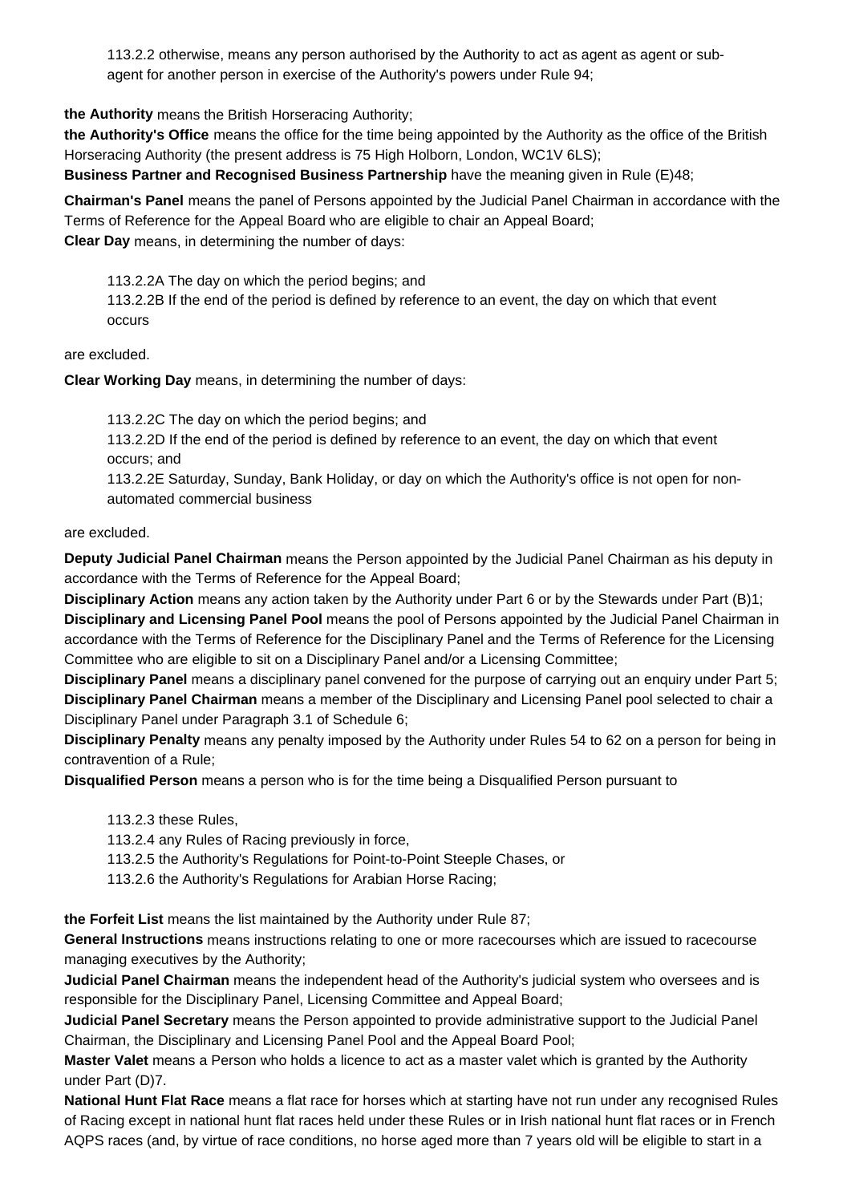113.2.2 otherwise, means any person authorised by the Authority to act as agent as agent or sub-agent for another person in exercise of the Authority's powers under Rule 94;

**the Authority** means the British Horseracing Authority;

**the Authority's Office** means the office for the time being appointed by the Authority as the office of the British Horseracing Authority (the present address is 75 High Holborn, London, WC1V 6LS);

**Business Partner and Recognised Business Partnership** have the meaning given in Rule (E)48;

**Chairman's Panel** means the panel of Persons appointed by the Judicial Panel Chairman in accordance with the Terms of Reference for the Appeal Board who are eligible to chair an Appeal Board;

**Clear Day** means, in determining the number of days:

113.2.2A The day on which the period begins; and

113.2.2B If the end of the period is defined by reference to an event, the day on which that event occurs

are excluded.

**Clear Working Day** means, in determining the number of days:

113.2.2C The day on which the period begins; and

113.2.2D If the end of the period is defined by reference to an event, the day on which that event occurs; and

113.2.2E Saturday, Sunday, Bank Holiday, or day on which the Authority's office is not open for non-automated commercial business

are excluded.

**Deputy Judicial Panel Chairman** means the Person appointed by the Judicial Panel Chairman as his deputy in accordance with the Terms of Reference for the Appeal Board;

**Disciplinary Action** means any action taken by the Authority under Part 6 or by the Stewards under Part (B)1;

**Disciplinary and Licensing Panel Pool** means the pool of Persons appointed by the Judicial Panel Chairman in accordance with the Terms of Reference for the Disciplinary Panel and the Terms of Reference for the Licensing Committee who are eligible to sit on a Disciplinary Panel and/or a Licensing Committee;

**Disciplinary Panel** means a disciplinary panel convened for the purpose of carrying out an enquiry under Part 5;

**Disciplinary Panel Chairman** means a member of the Disciplinary and Licensing Panel pool selected to chair a Disciplinary Panel under Paragraph 3.1 of Schedule 6;

**Disciplinary Penalty** means any penalty imposed by the Authority under Rules 54 to 62 on a person for being in contravention of a Rule;

**Disqualified Person** means a person who is for the time being a Disqualified Person pursuant to

113.2.3 these Rules,

113.2.4 any Rules of Racing previously in force,

113.2.5 the Authority's Regulations for Point-to-Point Steeple Chases, or

113.2.6 the Authority's Regulations for Arabian Horse Racing;

**the Forfeit List** means the list maintained by the Authority under Rule 87;

**General Instructions** means instructions relating to one or more racecourses which are issued to racecourse managing executives by the Authority;

**Judicial Panel Chairman** means the independent head of the Authority's judicial system who oversees and is responsible for the Disciplinary Panel, Licensing Committee and Appeal Board;

**Judicial Panel Secretary** means the Person appointed to provide administrative support to the Judicial Panel Chairman, the Disciplinary and Licensing Panel Pool and the Appeal Board Pool;

**Master Valet** means a Person who holds a licence to act as a master valet which is granted by the Authority under Part (D)7.

**National Hunt Flat Race** means a flat race for horses which at starting have not run under any recognised Rules of Racing except in national hunt flat races held under these Rules or in Irish national hunt flat races or in French AQPS races (and, by virtue of race conditions, no horse aged more than 7 years old will be eligible to start in a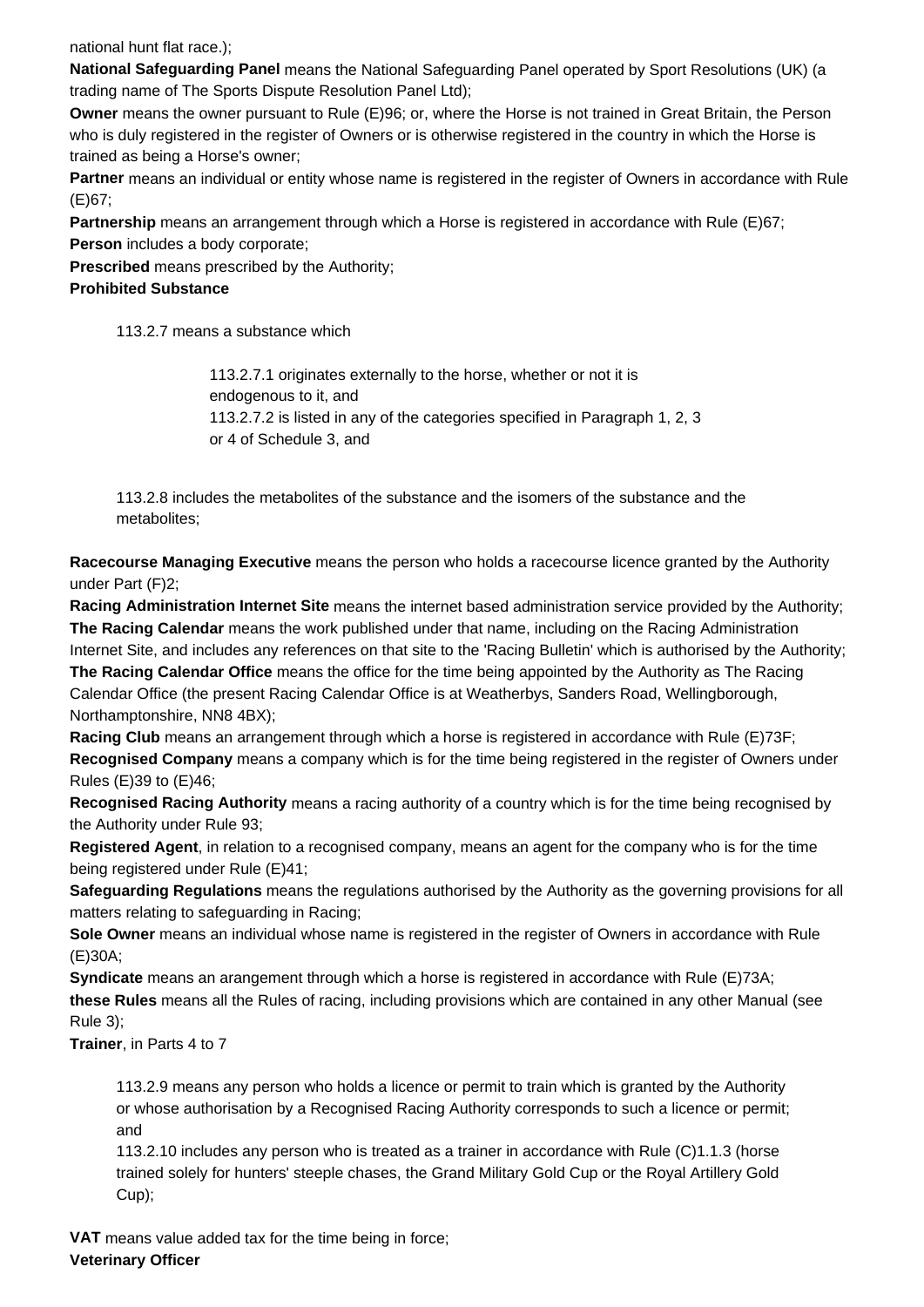national hunt flat race.);

**National Safeguarding Panel** means the National Safeguarding Panel operated by Sport Resolutions (UK) (a trading name of The Sports Dispute Resolution Panel Ltd);

**Owner** means the owner pursuant to Rule (E)96; or, where the Horse is not trained in Great Britain, the Person who is duly registered in the register of Owners or is otherwise registered in the country in which the Horse is trained as being a Horse's owner;

**Partner** means an individual or entity whose name is registered in the register of Owners in accordance with Rule (E)67;

**Partnership** means an arrangement through which a Horse is registered in accordance with Rule (E)67;

**Person** includes a body corporate;

**Prescribed** means prescribed by the Authority;

**Prohibited Substance**

113.2.7 means a substance which

113.2.7.1 originates externally to the horse, whether or not it is endogenous to it, and
113.2.7.2 is listed in any of the categories specified in Paragraph 1, 2, 3 or 4 of Schedule 3, and

113.2.8 includes the metabolites of the substance and the isomers of the substance and the metabolites;

**Racecourse Managing Executive** means the person who holds a racecourse licence granted by the Authority under Part (F)2;

**Racing Administration Internet Site** means the internet based administration service provided by the Authority;

**The Racing Calendar** means the work published under that name, including on the Racing Administration Internet Site, and includes any references on that site to the 'Racing Bulletin' which is authorised by the Authority;

**The Racing Calendar Office** means the office for the time being appointed by the Authority as The Racing Calendar Office (the present Racing Calendar Office is at Weatherbys, Sanders Road, Wellingborough, Northamptonshire, NN8 4BX);

**Racing Club** means an arrangement through which a horse is registered in accordance with Rule (E)73F;

**Recognised Company** means a company which is for the time being registered in the register of Owners under Rules (E)39 to (E)46;

**Recognised Racing Authority** means a racing authority of a country which is for the time being recognised by the Authority under Rule 93;

**Registered Agent**, in relation to a recognised company, means an agent for the company who is for the time being registered under Rule (E)41;

**Safeguarding Regulations** means the regulations authorised by the Authority as the governing provisions for all matters relating to safeguarding in Racing;

**Sole Owner** means an individual whose name is registered in the register of Owners in accordance with Rule (E)30A;

**Syndicate** means an arangement through which a horse is registered in accordance with Rule (E)73A;

**these Rules** means all the Rules of racing, including provisions which are contained in any other Manual (see Rule 3);

**Trainer**, in Parts 4 to 7

113.2.9 means any person who holds a licence or permit to train which is granted by the Authority or whose authorisation by a Recognised Racing Authority corresponds to such a licence or permit; and
113.2.10 includes any person who is treated as a trainer in accordance with Rule (C)1.1.3 (horse trained solely for hunters' steeple chases, the Grand Military Gold Cup or the Royal Artillery Gold Cup);

**VAT** means value added tax for the time being in force;

**Veterinary Officer**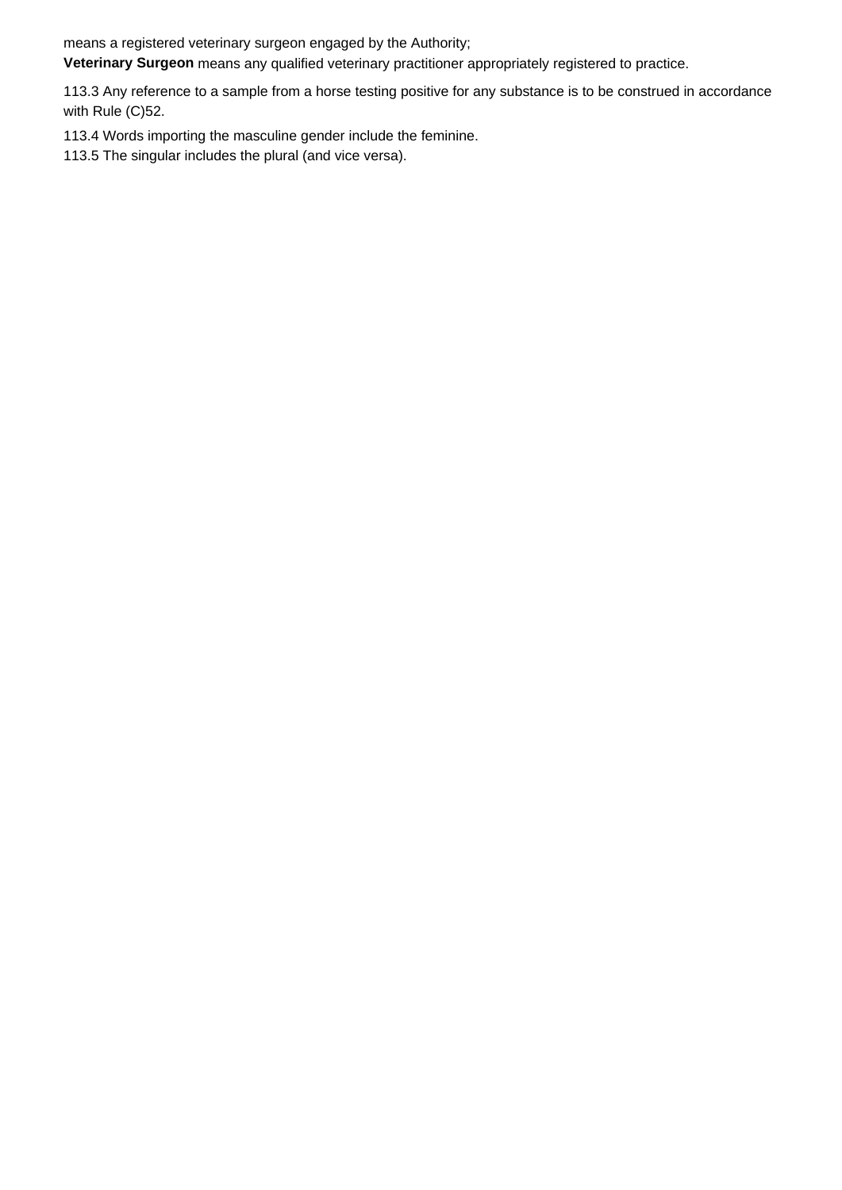means a registered veterinary surgeon engaged by the Authority;

**Veterinary Surgeon** means any qualified veterinary practitioner appropriately registered to practice.

113.3 Any reference to a sample from a horse testing positive for any substance is to be construed in accordance with Rule (C)52.

113.4 Words importing the masculine gender include the feminine.

113.5 The singular includes the plural (and vice versa).